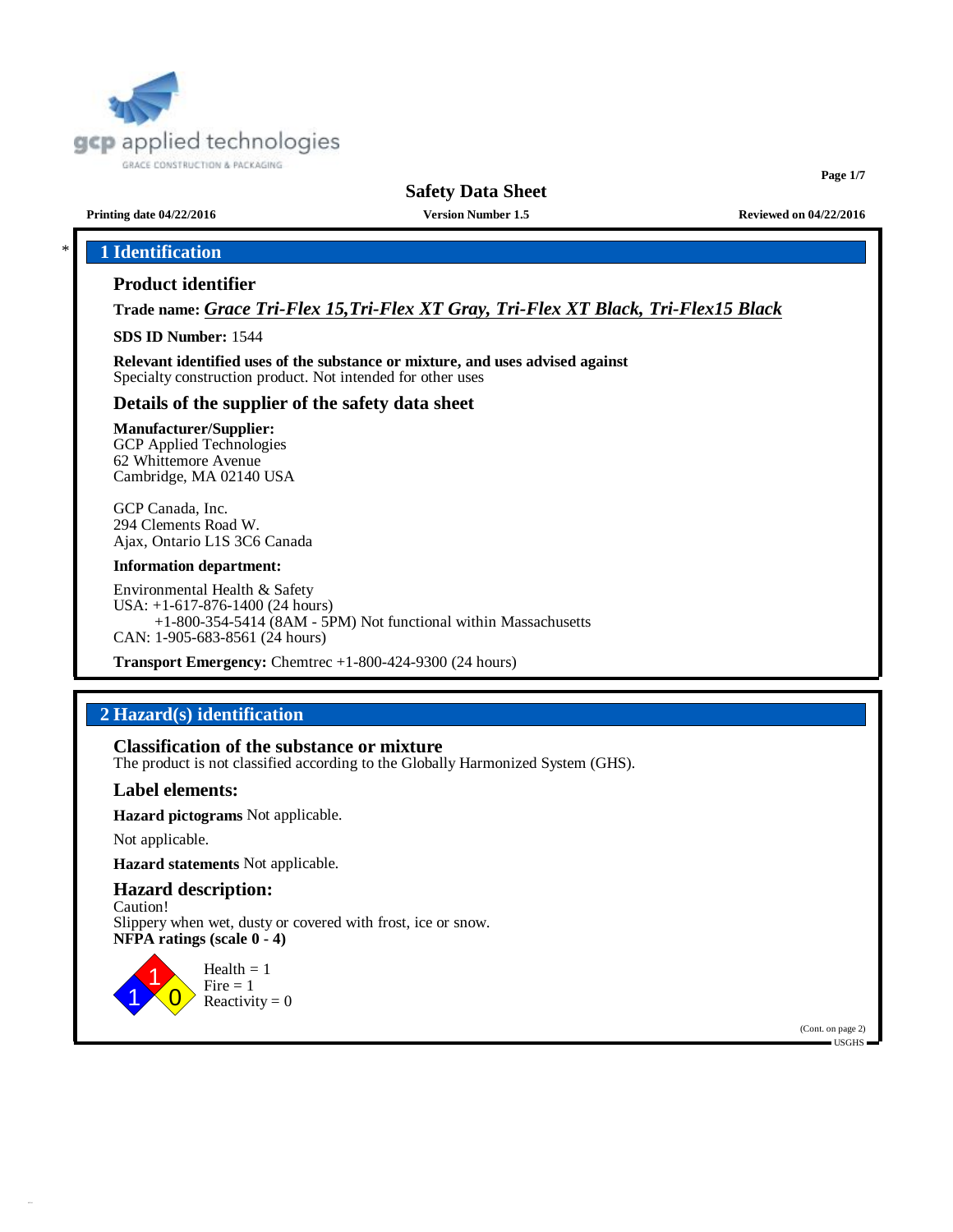# Safety Data Sheet

**Printing date 04/22/2016** **Version Number 1.5** **Reviewed on 04/22/2016**

## 1 Identification

### Product identifier

**Trade name:** ***Grace Tri-Flex 15,Tri-Flex XT Gray, Tri-Flex XT Black, Tri-Flex15 Black***

**SDS ID Number:** 1544

**Relevant identified uses of the substance or mixture, and uses advised against**
Specialty construction product. Not intended for other uses

### Details of the supplier of the safety data sheet

**Manufacturer/Supplier:**
GCP Applied Technologies
62 Whittemore Avenue
Cambridge, MA 02140 USA

GCP Canada, Inc.
294 Clements Road W.
Ajax, Ontario L1S 3C6 Canada

**Information department:**

Environmental Health & Safety
USA: +1-617-876-1400 (24 hours)
+1-800-354-5414 (8AM - 5PM) Not functional within Massachusetts
CAN: 1-905-683-8561 (24 hours)

**Transport Emergency:** Chemtrec +1-800-424-9300 (24 hours)

## 2 Hazard(s) identification

### Classification of the substance or mixture

The product is not classified according to the Globally Harmonized System (GHS).

### Label elements:

**Hazard pictograms** Not applicable.

Not applicable.

**Hazard statements** Not applicable.

### Hazard description:

Caution!
Slippery when wet, dusty or covered with frost, ice or snow.
**NFPA ratings (scale 0 - 4)**

Health = 1
Fire = 1
Reactivity = 0

(Cont. on page 2)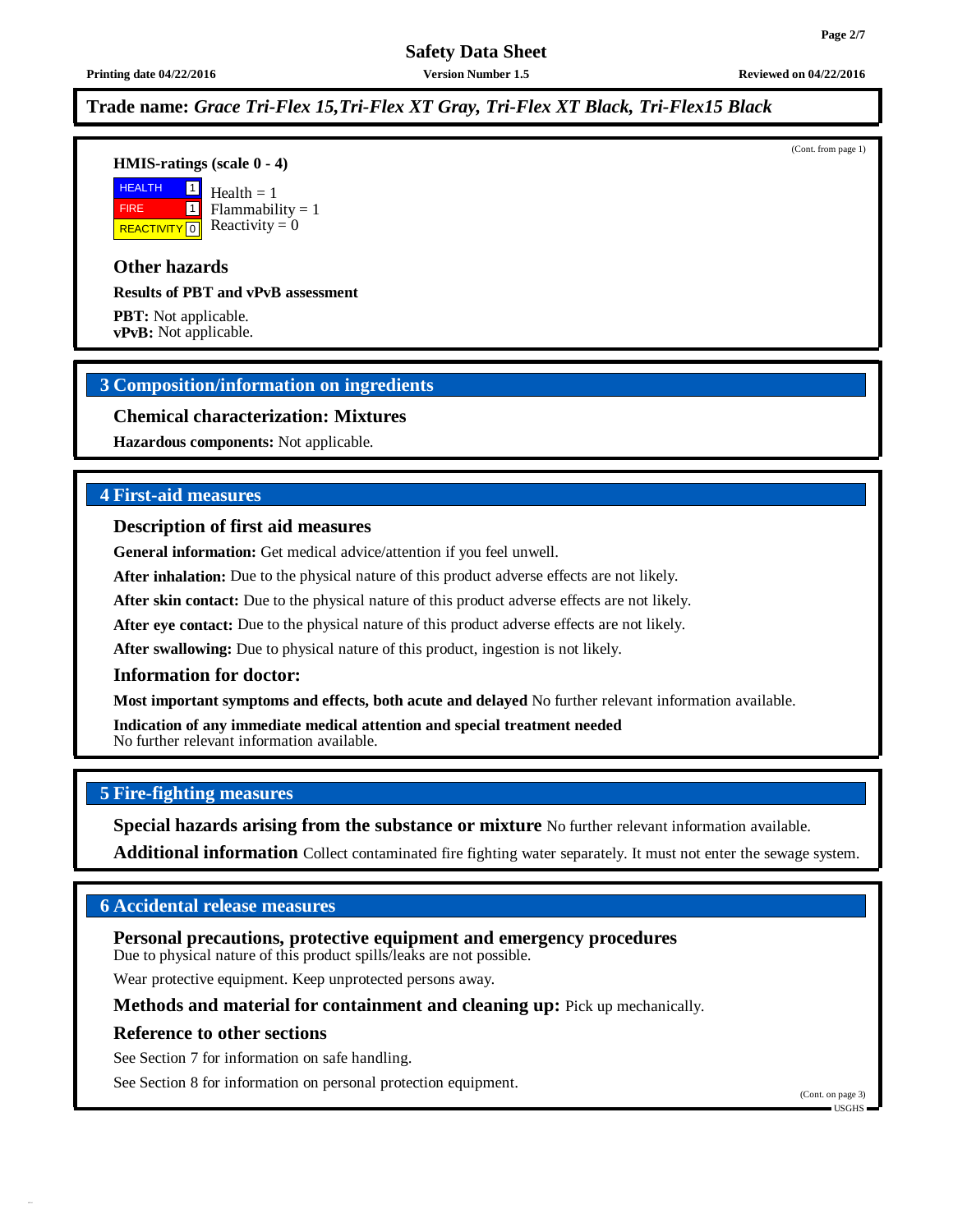**Trade name:** ***Grace Tri-Flex 15,Tri-Flex XT Gray, Tri-Flex XT Black, Tri-Flex15 Black***

(Cont. from page 1)

**HMIS-ratings (scale 0 - 4)**

| | | |
|---|---|---|
| HEALTH | 1 | Health = 1 |
| FIRE | 1 | Flammability = 1 |
| REACTIVITY | 0 | Reactivity = 0 |

### Other hazards

**Results of PBT and vPvB assessment**

**PBT:** Not applicable.
**vPvB:** Not applicable.

## 3 Composition/information on ingredients

### Chemical characterization: Mixtures

**Hazardous components:** Not applicable.

## 4 First-aid measures

### Description of first aid measures

**General information:** Get medical advice/attention if you feel unwell.

**After inhalation:** Due to the physical nature of this product adverse effects are not likely.

**After skin contact:** Due to the physical nature of this product adverse effects are not likely.

**After eye contact:** Due to the physical nature of this product adverse effects are not likely.

**After swallowing:** Due to physical nature of this product, ingestion is not likely.

### Information for doctor:

**Most important symptoms and effects, both acute and delayed** No further relevant information available.

**Indication of any immediate medical attention and special treatment needed**
No further relevant information available.

## 5 Fire-fighting measures

**Special hazards arising from the substance or mixture** No further relevant information available.

**Additional information** Collect contaminated fire fighting water separately. It must not enter the sewage system.

## 6 Accidental release measures

### Personal precautions, protective equipment and emergency procedures

Due to physical nature of this product spills/leaks are not possible.

Wear protective equipment. Keep unprotected persons away.

**Methods and material for containment and cleaning up:** Pick up mechanically.

### Reference to other sections

See Section 7 for information on safe handling.

See Section 8 for information on personal protection equipment.

(Cont. on page 3)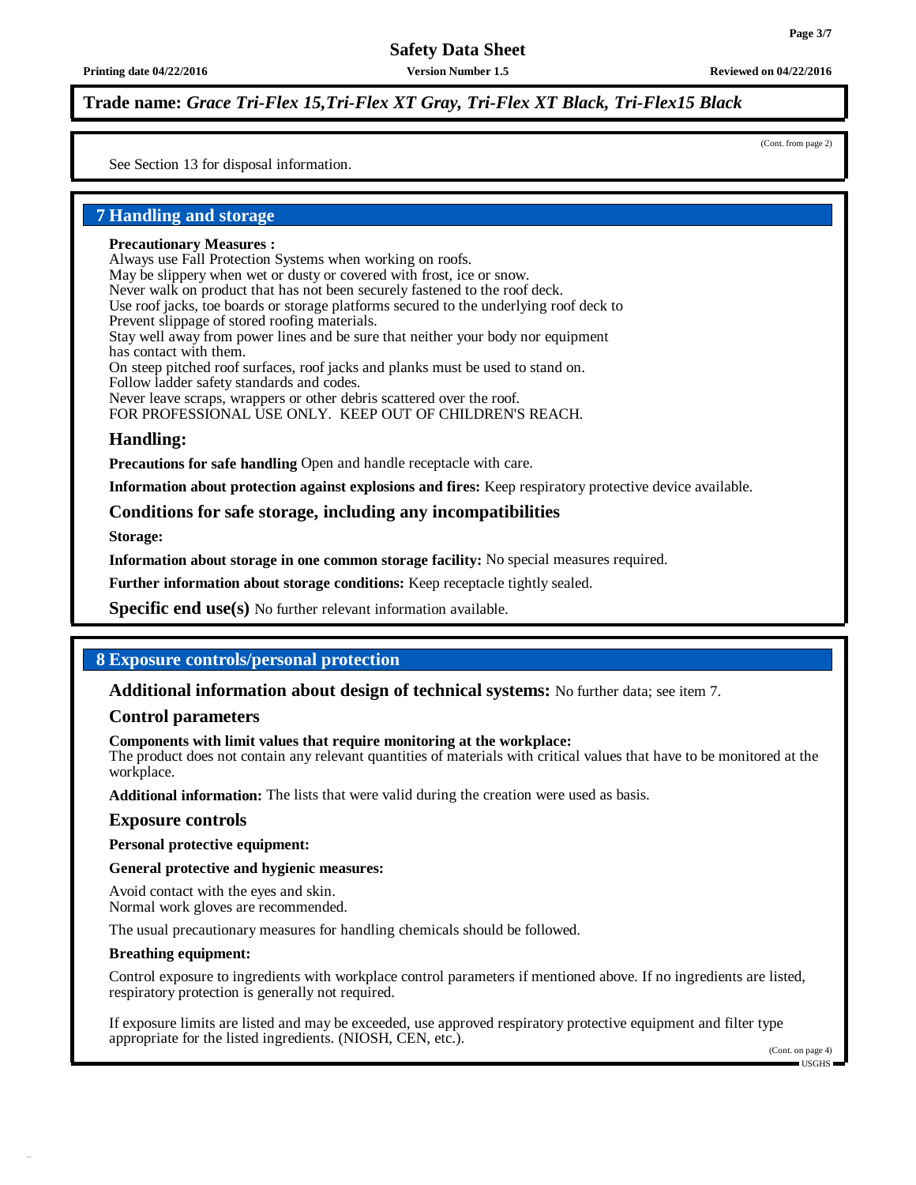**Trade name:** ***Grace Tri-Flex 15,Tri-Flex XT Gray, Tri-Flex XT Black, Tri-Flex15 Black***

(Cont. from page 2)

See Section 13 for disposal information.

## 7 Handling and storage

**Precautionary Measures :**
Always use Fall Protection Systems when working on roofs.
May be slippery when wet or dusty or covered with frost, ice or snow.
Never walk on product that has not been securely fastened to the roof deck.
Use roof jacks, toe boards or storage platforms secured to the underlying roof deck to
Prevent slippage of stored roofing materials.
Stay well away from power lines and be sure that neither your body nor equipment
has contact with them.
On steep pitched roof surfaces, roof jacks and planks must be used to stand on.
Follow ladder safety standards and codes.
Never leave scraps, wrappers or other debris scattered over the roof.
FOR PROFESSIONAL USE ONLY. KEEP OUT OF CHILDREN'S REACH.

### Handling:

**Precautions for safe handling** Open and handle receptacle with care.

**Information about protection against explosions and fires:** Keep respiratory protective device available.

### Conditions for safe storage, including any incompatibilities

**Storage:**

**Information about storage in one common storage facility:** No special measures required.

**Further information about storage conditions:** Keep receptacle tightly sealed.

**Specific end use(s)** No further relevant information available.

## 8 Exposure controls/personal protection

**Additional information about design of technical systems:** No further data; see item 7.

### Control parameters

**Components with limit values that require monitoring at the workplace:**
The product does not contain any relevant quantities of materials with critical values that have to be monitored at the workplace.

**Additional information:** The lists that were valid during the creation were used as basis.

### Exposure controls

**Personal protective equipment:**

**General protective and hygienic measures:**

Avoid contact with the eyes and skin.
Normal work gloves are recommended.

The usual precautionary measures for handling chemicals should be followed.

**Breathing equipment:**

Control exposure to ingredients with workplace control parameters if mentioned above. If no ingredients are listed, respiratory protection is generally not required.

If exposure limits are listed and may be exceeded, use approved respiratory protective equipment and filter type appropriate for the listed ingredients. (NIOSH, CEN, etc.).

(Cont. on page 4)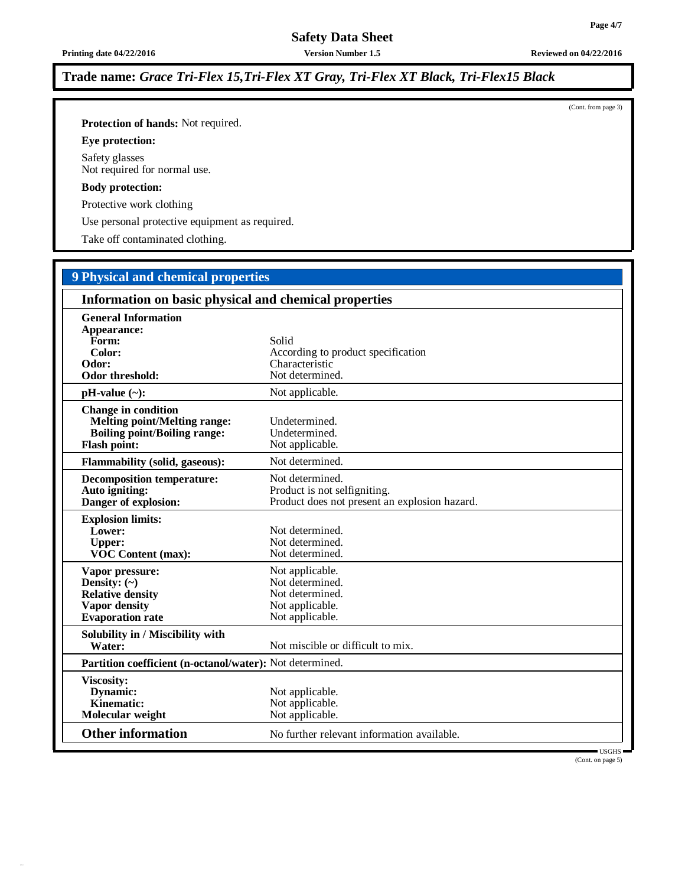**Trade name:** *Grace Tri-Flex 15,Tri-Flex XT Gray, Tri-Flex XT Black, Tri-Flex15 Black*

(Cont. from page 3)

**Protection of hands:** Not required.

**Eye protection:**

Safety glasses
Not required for normal use.

**Body protection:**

Protective work clothing

Use personal protective equipment as required.

Take off contaminated clothing.

## 9 Physical and chemical properties

### Information on basic physical and chemical properties

| Property | Value |
|---|---|
| **General Information** | |
| **Appearance:** | |
| **Form:** | Solid |
| **Color:** | According to product specification |
| **Odor:** | Characteristic |
| **Odor threshold:** | Not determined. |
| **pH-value (~):** | Not applicable. |
| **Change in condition** | |
| **Melting point/Melting range:** | Undetermined. |
| **Boiling point/Boiling range:** | Undetermined. |
| **Flash point:** | Not applicable. |
| **Flammability (solid, gaseous):** | Not determined. |
| **Decomposition temperature:** | Not determined. |
| **Auto igniting:** | Product is not selfigniting. |
| **Danger of explosion:** | Product does not present an explosion hazard. |
| **Explosion limits:** | |
| **Lower:** | Not determined. |
| **Upper:** | Not determined. |
| **VOC Content (max):** | Not determined. |
| **Vapor pressure:** | Not applicable. |
| **Density: (~)** | Not determined. |
| **Relative density** | Not determined. |
| **Vapor density** | Not applicable. |
| **Evaporation rate** | Not applicable. |
| **Solubility in / Miscibility with** | |
| **Water:** | Not miscible or difficult to mix. |
| **Partition coefficient (n-octanol/water):** | Not determined. |
| **Viscosity:** | |
| **Dynamic:** | Not applicable. |
| **Kinematic:** | Not applicable. |
| **Molecular weight** | Not applicable. |
| **Other information** | No further relevant information available. |

(Cont. on page 5)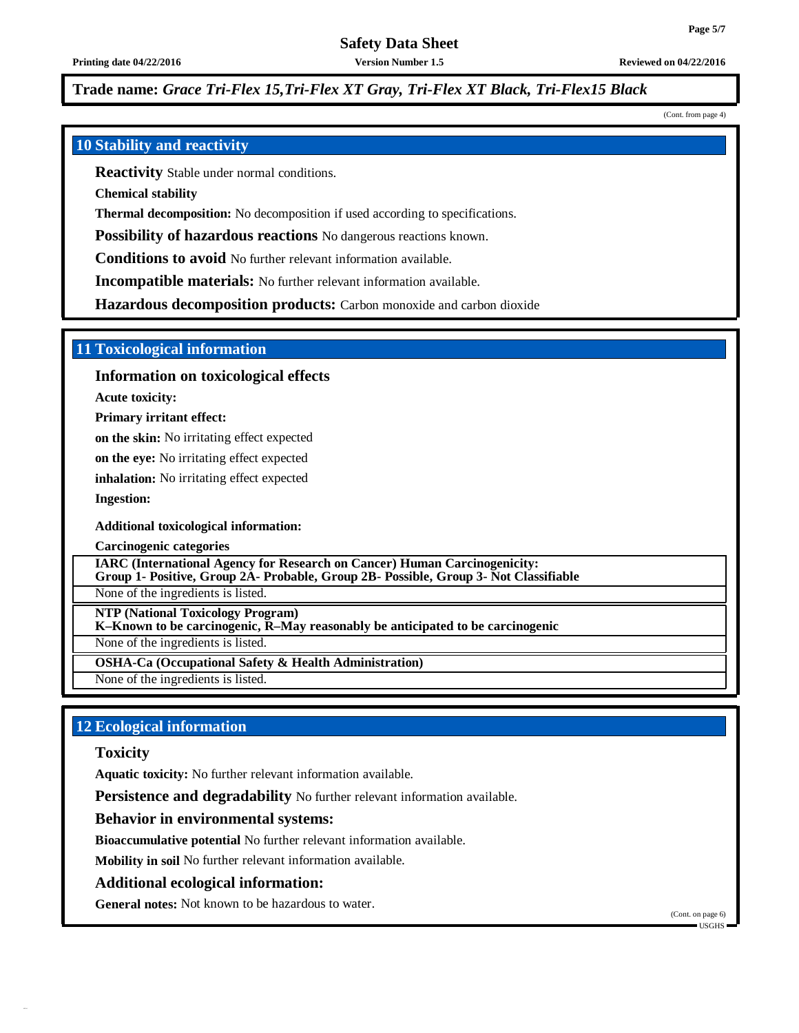**Trade name:** ***Grace Tri-Flex 15,Tri-Flex XT Gray, Tri-Flex XT Black, Tri-Flex15 Black***

(Cont. from page 4)

## 10 Stability and reactivity

**Reactivity** Stable under normal conditions.

**Chemical stability**

**Thermal decomposition:** No decomposition if used according to specifications.

**Possibility of hazardous reactions** No dangerous reactions known.

**Conditions to avoid** No further relevant information available.

**Incompatible materials:** No further relevant information available.

**Hazardous decomposition products:** Carbon monoxide and carbon dioxide

## 11 Toxicological information

### Information on toxicological effects

**Acute toxicity:**

**Primary irritant effect:**

**on the skin:** No irritating effect expected

**on the eye:** No irritating effect expected

**inhalation:** No irritating effect expected

**Ingestion:**

**Additional toxicological information:**

**Carcinogenic categories**

| **IARC (International Agency for Research on Cancer) Human Carcinogenicity: Group 1- Positive, Group 2A- Probable, Group 2B- Possible, Group 3- Not Classifiable** |
|---|
| None of the ingredients is listed. |

| **NTP (National Toxicology Program) K–Known to be carcinogenic, R–May reasonably be anticipated to be carcinogenic** |
|---|
| None of the ingredients is listed. |

| **OSHA-Ca (Occupational Safety & Health Administration)** |
|---|
| None of the ingredients is listed. |

## 12 Ecological information

### Toxicity

**Aquatic toxicity:** No further relevant information available.

**Persistence and degradability** No further relevant information available.

### Behavior in environmental systems:

**Bioaccumulative potential** No further relevant information available.

**Mobility in soil** No further relevant information available.

### Additional ecological information:

**General notes:** Not known to be hazardous to water.

(Cont. on page 6)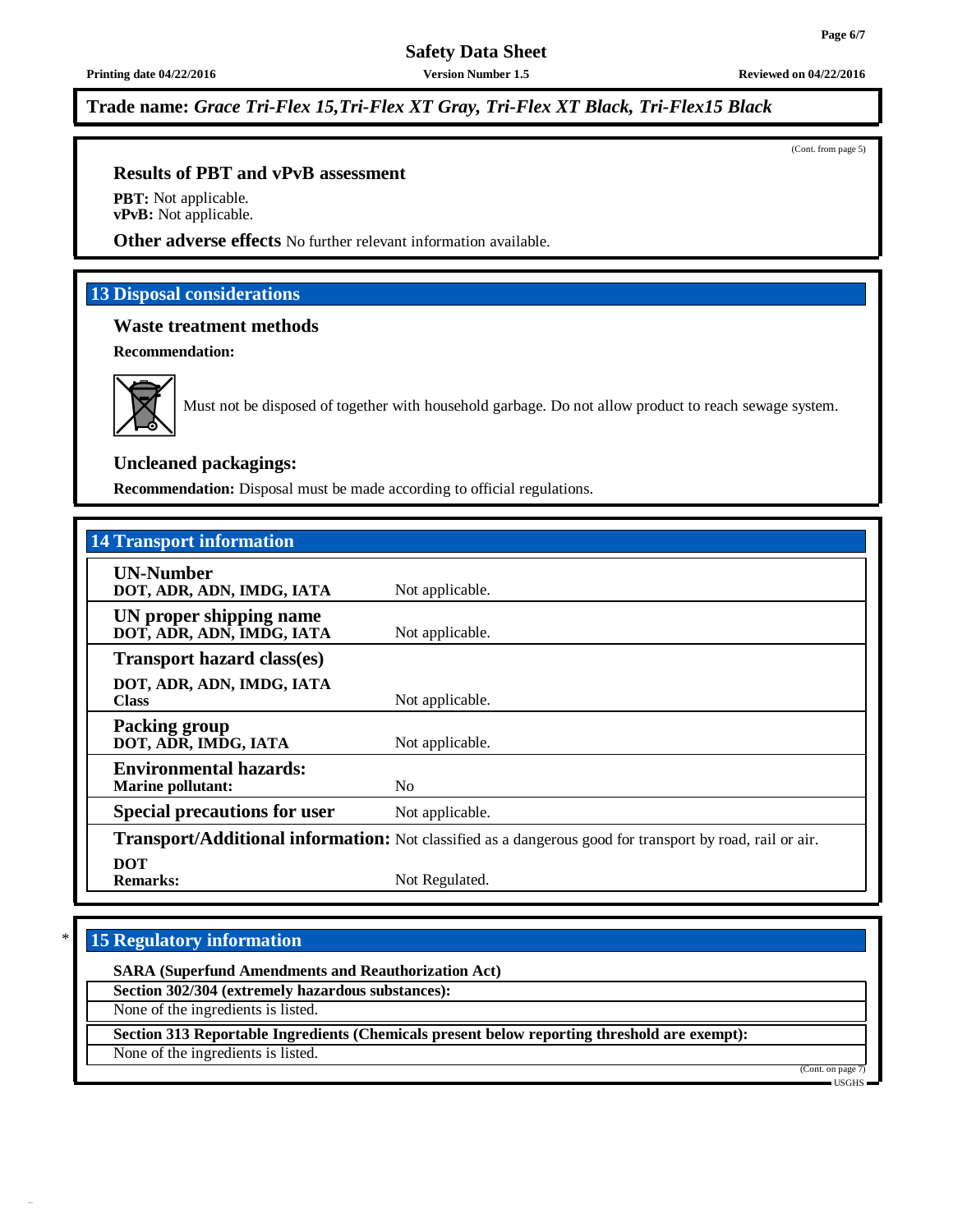**Trade name:** *Grace Tri-Flex 15,Tri-Flex XT Gray, Tri-Flex XT Black, Tri-Flex15 Black*

(Cont. from page 5)

### Results of PBT and vPvB assessment

**PBT:** Not applicable.
**vPvB:** Not applicable.

**Other adverse effects** No further relevant information available.

## 13 Disposal considerations

### Waste treatment methods

**Recommendation:**

Must not be disposed of together with household garbage. Do not allow product to reach sewage system.

### Uncleaned packagings:

**Recommendation:** Disposal must be made according to official regulations.

## 14 Transport information

| | |
|---|---|
| **UN-Number**<br>**DOT, ADR, ADN, IMDG, IATA** | Not applicable. |
| **UN proper shipping name**<br>**DOT, ADR, ADN, IMDG, IATA** | Not applicable. |
| **Transport hazard class(es)**<br>**DOT, ADR, ADN, IMDG, IATA**<br>**Class** | Not applicable. |
| **Packing group**<br>**DOT, ADR, IMDG, IATA** | Not applicable. |
| **Environmental hazards:**<br>**Marine pollutant:** | No |
| **Special precautions for user** | Not applicable. |
| **Transport/Additional information:** | Not classified as a dangerous good for transport by road, rail or air. |
| **DOT**<br>**Remarks:** | Not Regulated. |

## * 15 Regulatory information

**SARA (Superfund Amendments and Reauthorization Act)**

**Section 302/304 (extremely hazardous substances):**

None of the ingredients is listed.

**Section 313 Reportable Ingredients (Chemicals present below reporting threshold are exempt):**

None of the ingredients is listed.

(Cont. on page 7)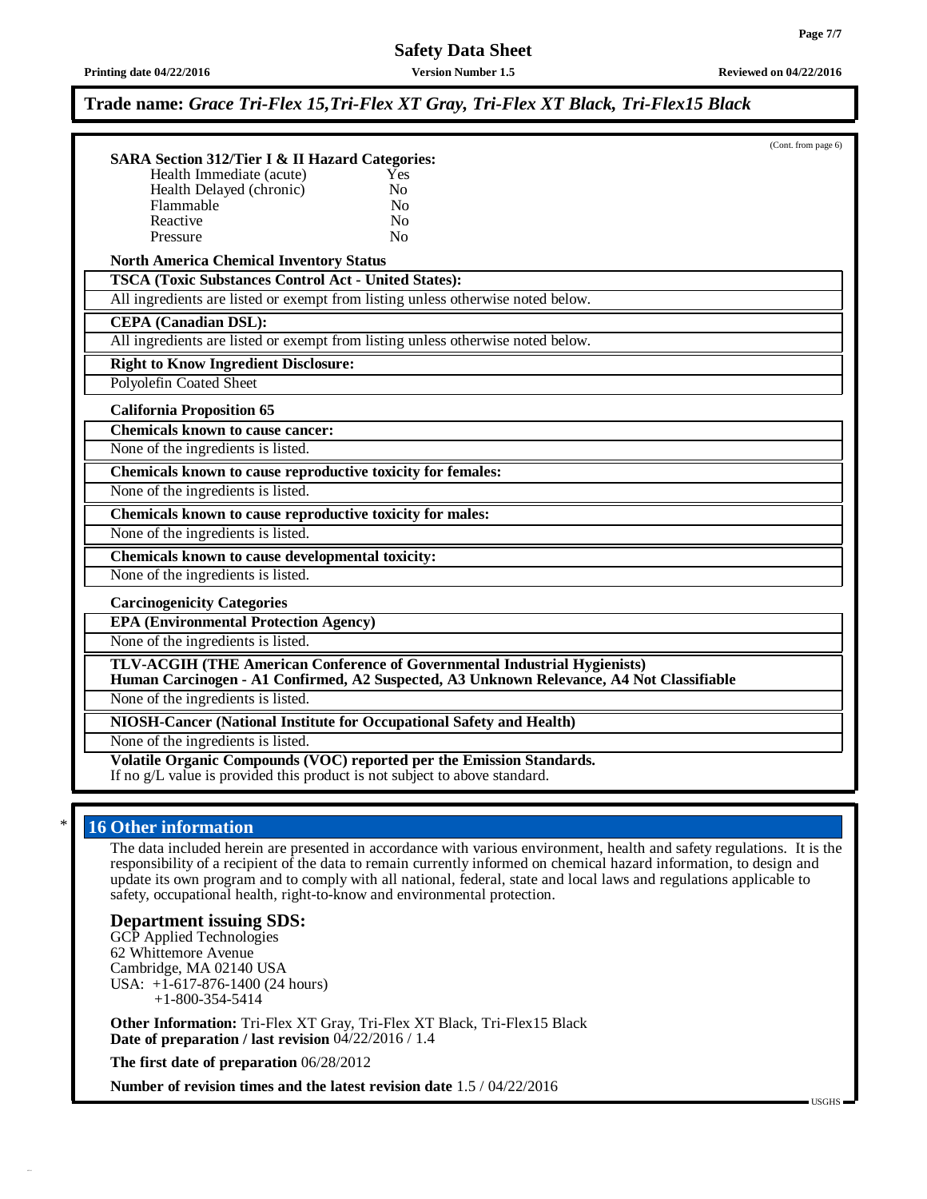Trade name: *Grace Tri-Flex 15,Tri-Flex XT Gray, Tri-Flex XT Black, Tri-Flex15 Black*

(Cont. from page 6)

**SARA Section 312/Tier I & II Hazard Categories:**

| | |
|---|---|
| Health Immediate (acute) | Yes |
| Health Delayed (chronic) | No |
| Flammable | No |
| Reactive | No |
| Pressure | No |

**North America Chemical Inventory Status**

**TSCA (Toxic Substances Control Act - United States):**

All ingredients are listed or exempt from listing unless otherwise noted below.

**CEPA (Canadian DSL):**

All ingredients are listed or exempt from listing unless otherwise noted below.

**Right to Know Ingredient Disclosure:**

Polyolefin Coated Sheet

**California Proposition 65**

**Chemicals known to cause cancer:**

None of the ingredients is listed.

**Chemicals known to cause reproductive toxicity for females:**

None of the ingredients is listed.

**Chemicals known to cause reproductive toxicity for males:**

None of the ingredients is listed.

**Chemicals known to cause developmental toxicity:**

None of the ingredients is listed.

**Carcinogenicity Categories**

**EPA (Environmental Protection Agency)**

None of the ingredients is listed.

**TLV-ACGIH (THE American Conference of Governmental Industrial Hygienists)**
**Human Carcinogen - A1 Confirmed, A2 Suspected, A3 Unknown Relevance, A4 Not Classifiable**

None of the ingredients is listed.

**NIOSH-Cancer (National Institute for Occupational Safety and Health)**

None of the ingredients is listed.

**Volatile Organic Compounds (VOC) reported per the Emission Standards.**
If no g/L value is provided this product is not subject to above standard.

## * 16 Other information

The data included herein are presented in accordance with various environment, health and safety regulations. It is the responsibility of a recipient of the data to remain currently informed on chemical hazard information, to design and update its own program and to comply with all national, federal, state and local laws and regulations applicable to safety, occupational health, right-to-know and environmental protection.

### Department issuing SDS:

GCP Applied Technologies
62 Whittemore Avenue
Cambridge, MA 02140 USA
USA: +1-617-876-1400 (24 hours)
+1-800-354-5414

**Other Information:** Tri-Flex XT Gray, Tri-Flex XT Black, Tri-Flex15 Black
**Date of preparation / last revision** 04/22/2016 / 1.4

**The first date of preparation** 06/28/2012

**Number of revision times and the latest revision date** 1.5 / 04/22/2016